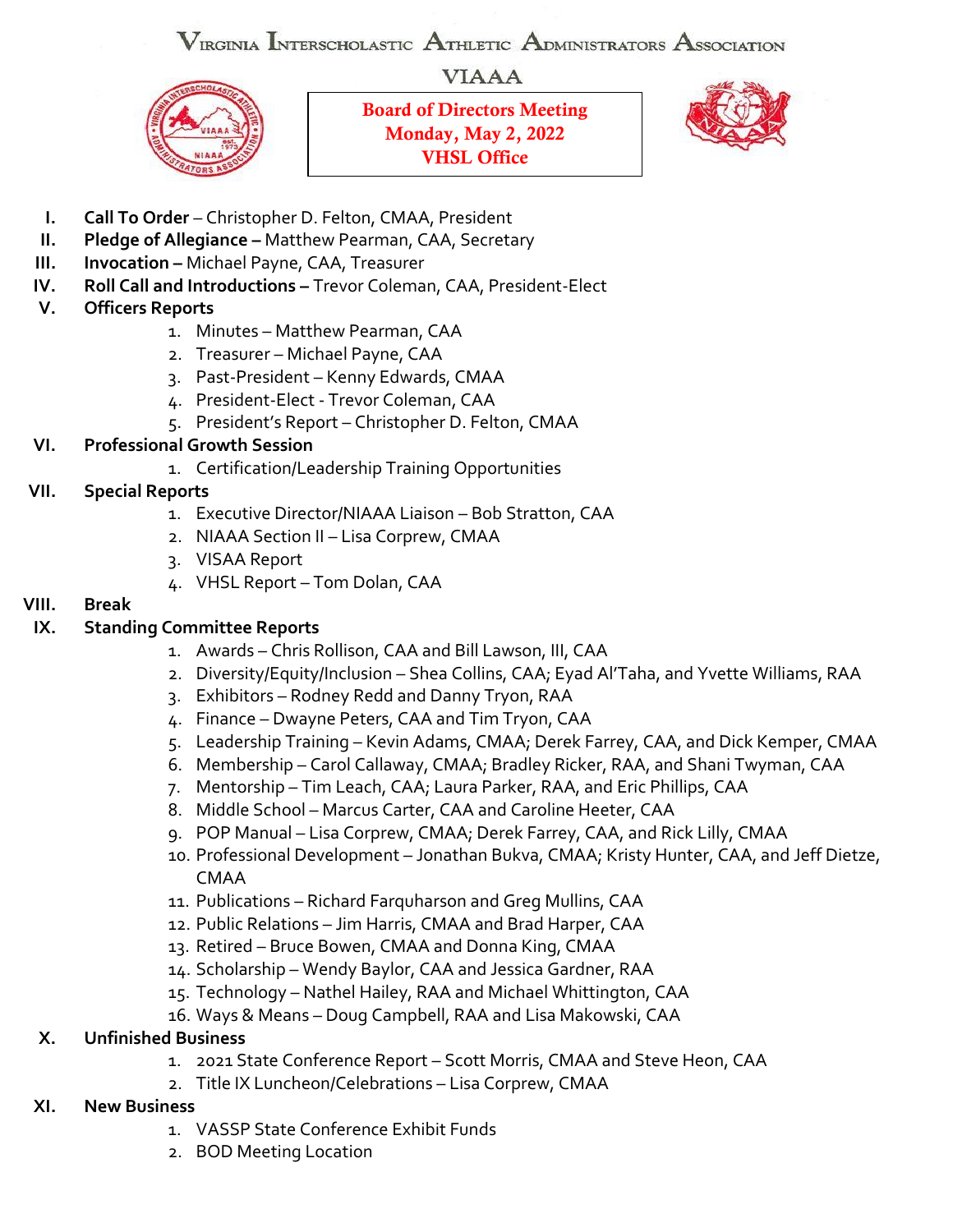# Virginia Interscholastic Athletic Administrators Association

## VIAAA

**Board of Directors Meeting**
**Monday, May 2, 2022**
**VHSL Office**

I. **Call To Order** – Christopher D. Felton, CMAA, President

II. **Pledge of Allegiance –** Matthew Pearman, CAA, Secretary

III. **Invocation –** Michael Payne, CAA, Treasurer

IV. **Roll Call and Introductions –** Trevor Coleman, CAA, President-Elect

V. **Officers Reports**
   1. Minutes – Matthew Pearman, CAA
   2. Treasurer – Michael Payne, CAA
   3. Past-President – Kenny Edwards, CMAA
   4. President-Elect - Trevor Coleman, CAA
   5. President's Report – Christopher D. Felton, CMAA

VI. **Professional Growth Session**
   1. Certification/Leadership Training Opportunities

VII. **Special Reports**
   1. Executive Director/NIAAA Liaison – Bob Stratton, CAA
   2. NIAAA Section II – Lisa Corprew, CMAA
   3. VISAA Report
   4. VHSL Report – Tom Dolan, CAA

VIII. **Break**

IX. **Standing Committee Reports**
   1. Awards – Chris Rollison, CAA and Bill Lawson, III, CAA
   2. Diversity/Equity/Inclusion – Shea Collins, CAA; Eyad Al'Taha, and Yvette Williams, RAA
   3. Exhibitors – Rodney Redd and Danny Tryon, RAA
   4. Finance – Dwayne Peters, CAA and Tim Tryon, CAA
   5. Leadership Training – Kevin Adams, CMAA; Derek Farrey, CAA, and Dick Kemper, CMAA
   6. Membership – Carol Callaway, CMAA; Bradley Ricker, RAA, and Shani Twyman, CAA
   7. Mentorship – Tim Leach, CAA; Laura Parker, RAA, and Eric Phillips, CAA
   8. Middle School – Marcus Carter, CAA and Caroline Heeter, CAA
   9. POP Manual – Lisa Corprew, CMAA; Derek Farrey, CAA, and Rick Lilly, CMAA
   10. Professional Development – Jonathan Bukva, CMAA; Kristy Hunter, CAA, and Jeff Dietze, CMAA
   11. Publications – Richard Farquharson and Greg Mullins, CAA
   12. Public Relations – Jim Harris, CMAA and Brad Harper, CAA
   13. Retired – Bruce Bowen, CMAA and Donna King, CMAA
   14. Scholarship – Wendy Baylor, CAA and Jessica Gardner, RAA
   15. Technology – Nathel Hailey, RAA and Michael Whittington, CAA
   16. Ways & Means – Doug Campbell, RAA and Lisa Makowski, CAA

X. **Unfinished Business**
   1. 2021 State Conference Report – Scott Morris, CMAA and Steve Heon, CAA
   2. Title IX Luncheon/Celebrations – Lisa Corprew, CMAA

XI. **New Business**
   1. VASSP State Conference Exhibit Funds
   2. BOD Meeting Location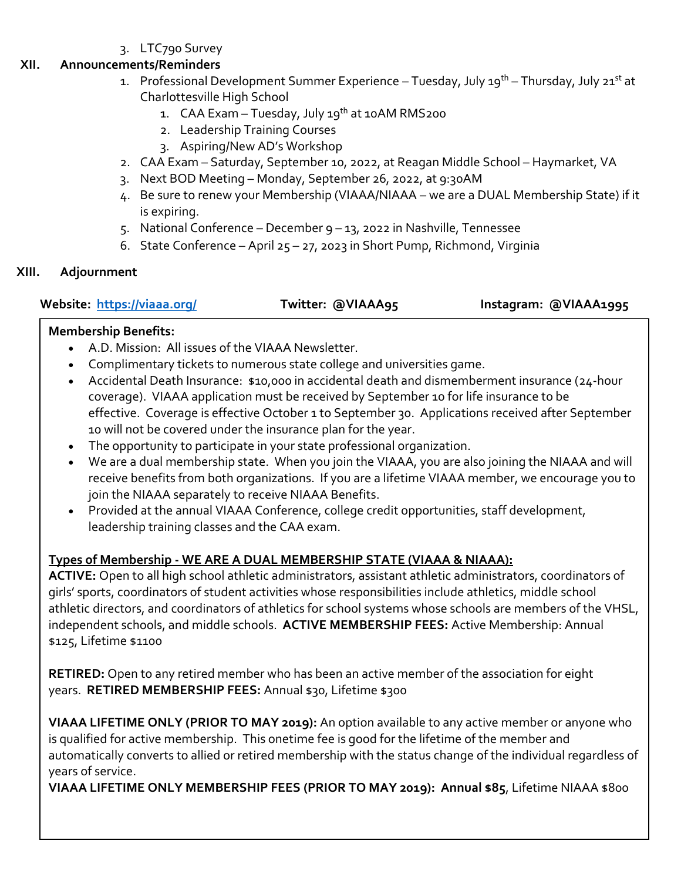3. LTC790 Survey

**XII. Announcements/Reminders**

1. Professional Development Summer Experience – Tuesday, July 19th – Thursday, July 21st at Charlottesville High School
    1. CAA Exam – Tuesday, July 19th at 10AM RMS200
    2. Leadership Training Courses
    3. Aspiring/New AD's Workshop
2. CAA Exam – Saturday, September 10, 2022, at Reagan Middle School – Haymarket, VA
3. Next BOD Meeting – Monday, September 26, 2022, at 9:30AM
4. Be sure to renew your Membership (VIAAA/NIAAA – we are a DUAL Membership State) if it is expiring.
5. National Conference – December 9 – 13, 2022 in Nashville, Tennessee
6. State Conference – April 25 – 27, 2023 in Short Pump, Richmond, Virginia

**XIII. Adjournment**

**Website: [https://viaaa.org/](https://viaaa.org/)** **Twitter: @VIAAA95** **Instagram: @VIAAA1995**

**Membership Benefits:**

- A.D. Mission: All issues of the VIAAA Newsletter.
- Complimentary tickets to numerous state college and universities game.
- Accidental Death Insurance: $10,000 in accidental death and dismemberment insurance (24-hour coverage). VIAAA application must be received by September 10 for life insurance to be effective. Coverage is effective October 1 to September 30. Applications received after September 10 will not be covered under the insurance plan for the year.
- The opportunity to participate in your state professional organization.
- We are a dual membership state. When you join the VIAAA, you are also joining the NIAAA and will receive benefits from both organizations. If you are a lifetime VIAAA member, we encourage you to join the NIAAA separately to receive NIAAA Benefits.
- Provided at the annual VIAAA Conference, college credit opportunities, staff development, leadership training classes and the CAA exam.

**<u>Types of Membership - WE ARE A DUAL MEMBERSHIP STATE (VIAAA & NIAAA):</u>**

**ACTIVE:** Open to all high school athletic administrators, assistant athletic administrators, coordinators of girls' sports, coordinators of student activities whose responsibilities include athletics, middle school athletic directors, and coordinators of athletics for school systems whose schools are members of the VHSL, independent schools, and middle schools. **ACTIVE MEMBERSHIP FEES:** Active Membership: Annual $125, Lifetime $1100

**RETIRED:** Open to any retired member who has been an active member of the association for eight years. **RETIRED MEMBERSHIP FEES:** Annual $30, Lifetime $300

**VIAAA LIFETIME ONLY (PRIOR TO MAY 2019):** An option available to any active member or anyone who is qualified for active membership. This onetime fee is good for the lifetime of the member and automatically converts to allied or retired membership with the status change of the individual regardless of years of service.

**VIAAA LIFETIME ONLY MEMBERSHIP FEES (PRIOR TO MAY 2019): Annual $85**, Lifetime NIAAA $800